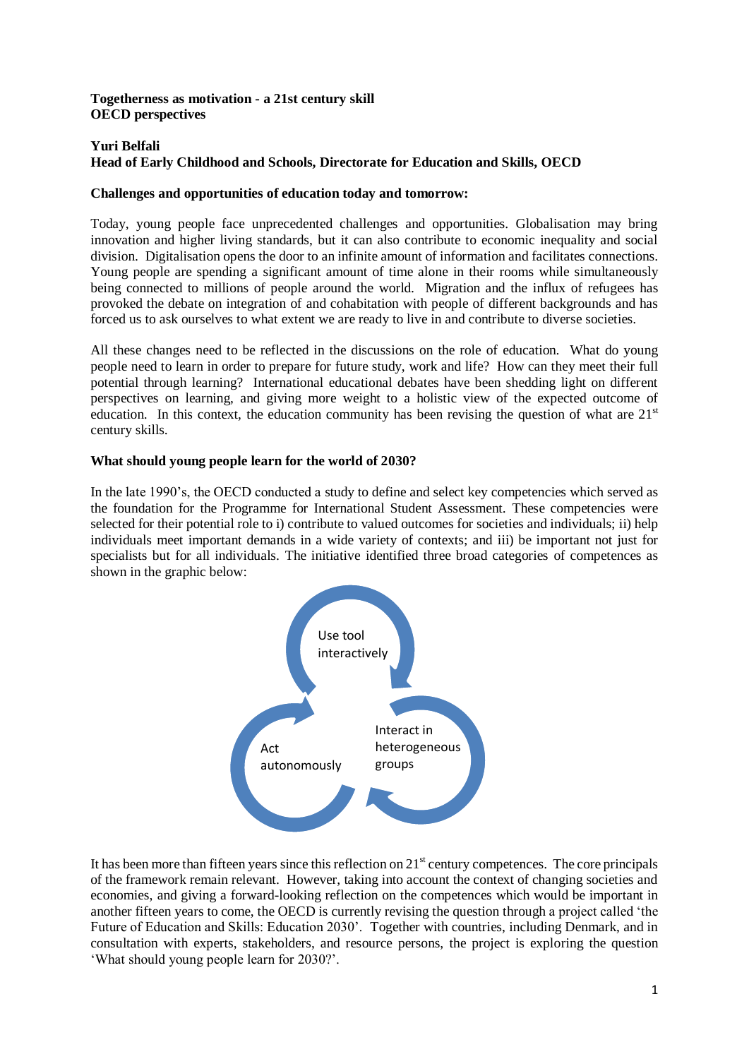**Togetherness as motivation - a 21st century skill**
**OECD perspectives**

**Yuri Belfali**
**Head of Early Childhood and Schools, Directorate for Education and Skills, OECD**

## Challenges and opportunities of education today and tomorrow:

Today, young people face unprecedented challenges and opportunities. Globalisation may bring innovation and higher living standards, but it can also contribute to economic inequality and social division. Digitalisation opens the door to an infinite amount of information and facilitates connections. Young people are spending a significant amount of time alone in their rooms while simultaneously being connected to millions of people around the world. Migration and the influx of refugees has provoked the debate on integration of and cohabitation with people of different backgrounds and has forced us to ask ourselves to what extent we are ready to live in and contribute to diverse societies.

All these changes need to be reflected in the discussions on the role of education. What do young people need to learn in order to prepare for future study, work and life? How can they meet their full potential through learning? International educational debates have been shedding light on different perspectives on learning, and giving more weight to a holistic view of the expected outcome of education. In this context, the education community has been revising the question of what are 21st century skills.

## What should young people learn for the world of 2030?

In the late 1990's, the OECD conducted a study to define and select key competencies which served as the foundation for the Programme for International Student Assessment. These competencies were selected for their potential role to i) contribute to valued outcomes for societies and individuals; ii) help individuals meet important demands in a wide variety of contexts; and iii) be important not just for specialists but for all individuals. The initiative identified three broad categories of competences as shown in the graphic below:

Use tool interactively

Act autonomously

Interact in heterogeneous groups

It has been more than fifteen years since this reflection on 21st century competences. The core principals of the framework remain relevant. However, taking into account the context of changing societies and economies, and giving a forward-looking reflection on the competences which would be important in another fifteen years to come, the OECD is currently revising the question through a project called 'the Future of Education and Skills: Education 2030'. Together with countries, including Denmark, and in consultation with experts, stakeholders, and resource persons, the project is exploring the question 'What should young people learn for 2030?'.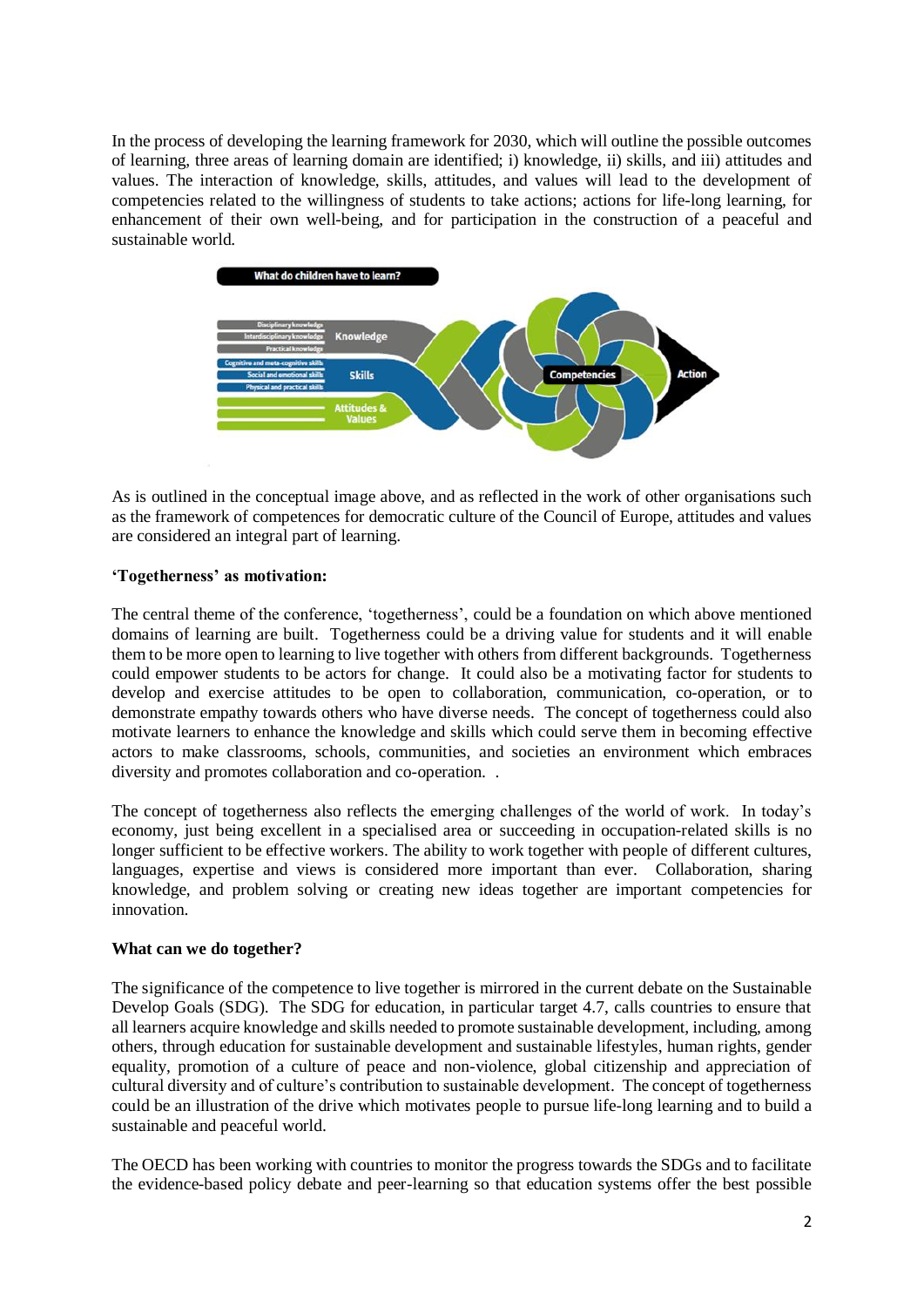In the process of developing the learning framework for 2030, which will outline the possible outcomes of learning, three areas of learning domain are identified; i) knowledge, ii) skills, and iii) attitudes and values. The interaction of knowledge, skills, attitudes, and values will lead to the development of competencies related to the willingness of students to take actions; actions for life-long learning, for enhancement of their own well-being, and for participation in the construction of a peaceful and sustainable world.

What do children have to learn?

Disciplinary knowledge
Interdisciplinary knowledge
Practical knowledge
Knowledge

Cognitive and meta-cognitive skills
Social and emotional skills
Physical and practical skills
Skills

Attitudes & Values

Competencies

Action

As is outlined in the conceptual image above, and as reflected in the work of other organisations such as the framework of competences for democratic culture of the Council of Europe, attitudes and values are considered an integral part of learning.

**'Togetherness' as motivation:**

The central theme of the conference, 'togetherness', could be a foundation on which above mentioned domains of learning are built. Togetherness could be a driving value for students and it will enable them to be more open to learning to live together with others from different backgrounds. Togetherness could empower students to be actors for change. It could also be a motivating factor for students to develop and exercise attitudes to be open to collaboration, communication, co-operation, or to demonstrate empathy towards others who have diverse needs. The concept of togetherness could also motivate learners to enhance the knowledge and skills which could serve them in becoming effective actors to make classrooms, schools, communities, and societies an environment which embraces diversity and promotes collaboration and co-operation. .

The concept of togetherness also reflects the emerging challenges of the world of work. In today's economy, just being excellent in a specialised area or succeeding in occupation-related skills is no longer sufficient to be effective workers. The ability to work together with people of different cultures, languages, expertise and views is considered more important than ever. Collaboration, sharing knowledge, and problem solving or creating new ideas together are important competencies for innovation.

**What can we do together?**

The significance of the competence to live together is mirrored in the current debate on the Sustainable Develop Goals (SDG). The SDG for education, in particular target 4.7, calls countries to ensure that all learners acquire knowledge and skills needed to promote sustainable development, including, among others, through education for sustainable development and sustainable lifestyles, human rights, gender equality, promotion of a culture of peace and non-violence, global citizenship and appreciation of cultural diversity and of culture's contribution to sustainable development. The concept of togetherness could be an illustration of the drive which motivates people to pursue life-long learning and to build a sustainable and peaceful world.

The OECD has been working with countries to monitor the progress towards the SDGs and to facilitate the evidence-based policy debate and peer-learning so that education systems offer the best possible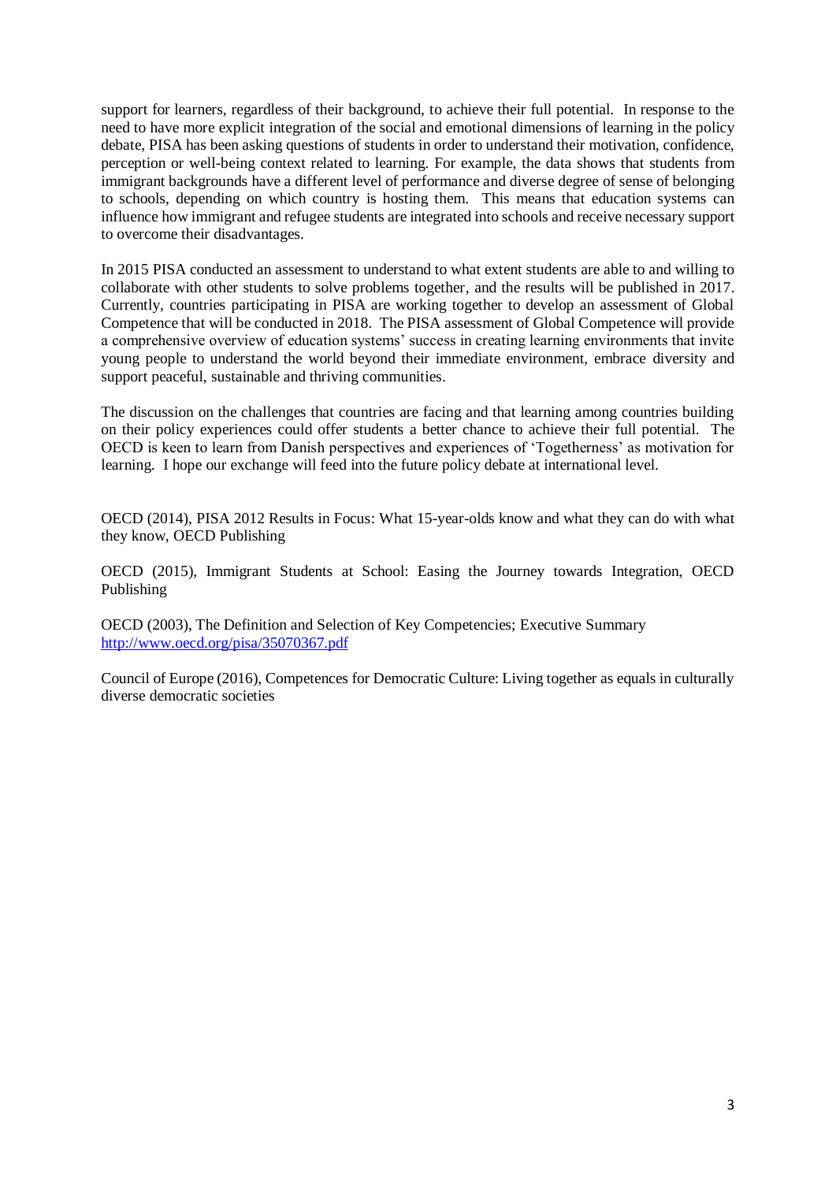support for learners, regardless of their background, to achieve their full potential. In response to the need to have more explicit integration of the social and emotional dimensions of learning in the policy debate, PISA has been asking questions of students in order to understand their motivation, confidence, perception or well-being context related to learning. For example, the data shows that students from immigrant backgrounds have a different level of performance and diverse degree of sense of belonging to schools, depending on which country is hosting them. This means that education systems can influence how immigrant and refugee students are integrated into schools and receive necessary support to overcome their disadvantages.

In 2015 PISA conducted an assessment to understand to what extent students are able to and willing to collaborate with other students to solve problems together, and the results will be published in 2017. Currently, countries participating in PISA are working together to develop an assessment of Global Competence that will be conducted in 2018. The PISA assessment of Global Competence will provide a comprehensive overview of education systems' success in creating learning environments that invite young people to understand the world beyond their immediate environment, embrace diversity and support peaceful, sustainable and thriving communities.

The discussion on the challenges that countries are facing and that learning among countries building on their policy experiences could offer students a better chance to achieve their full potential. The OECD is keen to learn from Danish perspectives and experiences of 'Togetherness' as motivation for learning. I hope our exchange will feed into the future policy debate at international level.

OECD (2014), PISA 2012 Results in Focus: What 15-year-olds know and what they can do with what they know, OECD Publishing

OECD (2015), Immigrant Students at School: Easing the Journey towards Integration, OECD Publishing

OECD (2003), The Definition and Selection of Key Competencies; Executive Summary
http://www.oecd.org/pisa/35070367.pdf

Council of Europe (2016), Competences for Democratic Culture: Living together as equals in culturally diverse democratic societies